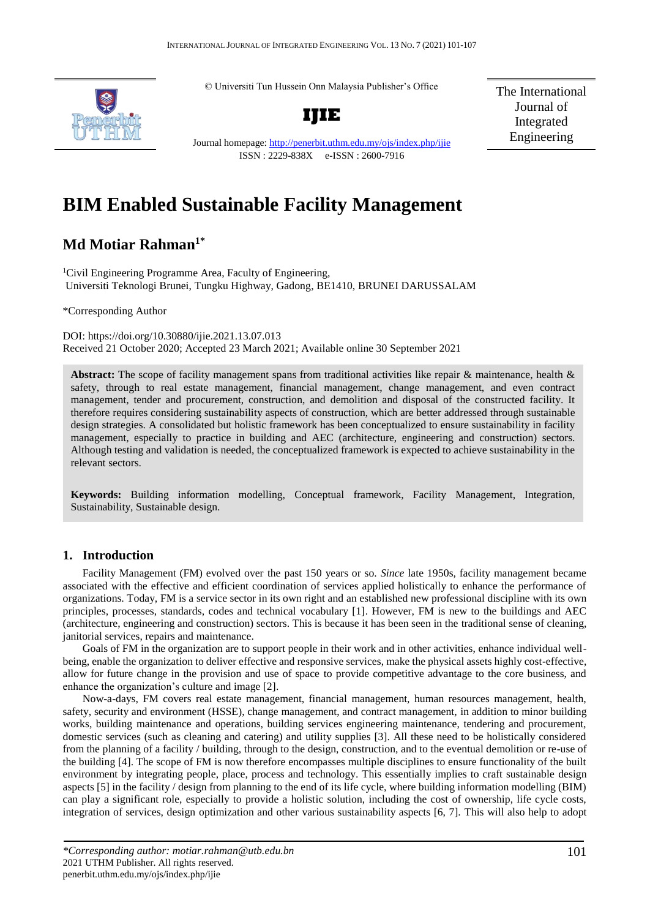© Universiti Tun Hussein Onn Malaysia Publisher's Office

**IJIE**

Journal homepage: http://penerbit.uthm.edu.my/ojs/index.php/ijie

ISSN : 2229-838X e-ISSN : 2600-7916

The International Journal of Integrated Engineering

# BIM Enabled Sustainable Facility Management

## Md Motiar Rahman[1*]

[1]Civil Engineering Programme Area, Faculty of Engineering, Universiti Teknologi Brunei, Tungku Highway, Gadong, BE1410, BRUNEI DARUSSALAM

*Corresponding Author

DOI: https://doi.org/10.30880/ijie.2021.13.07.013

Received 21 October 2020; Accepted 23 March 2021; Available online 30 September 2021

**Abstract:** The scope of facility management spans from traditional activities like repair & maintenance, health & safety, through to real estate management, financial management, change management, and even contract management, tender and procurement, construction, and demolition and disposal of the constructed facility. It therefore requires considering sustainability aspects of construction, which are better addressed through sustainable design strategies. A consolidated but holistic framework has been conceptualized to ensure sustainability in facility management, especially to practice in building and AEC (architecture, engineering and construction) sectors. Although testing and validation is needed, the conceptualized framework is expected to achieve sustainability in the relevant sectors.

**Keywords:** Building information modelling, Conceptual framework, Facility Management, Integration, Sustainability, Sustainable design.

## 1. Introduction

Facility Management (FM) evolved over the past 150 years or so. *Since* late 1950s, facility management became associated with the effective and efficient coordination of services applied holistically to enhance the performance of organizations. Today, FM is a service sector in its own right and an established new professional discipline with its own principles, processes, standards, codes and technical vocabulary [1]. However, FM is new to the buildings and AEC (architecture, engineering and construction) sectors. This is because it has been seen in the traditional sense of cleaning, janitorial services, repairs and maintenance.

Goals of FM in the organization are to support people in their work and in other activities, enhance individual well-being, enable the organization to deliver effective and responsive services, make the physical assets highly cost-effective, allow for future change in the provision and use of space to provide competitive advantage to the core business, and enhance the organization's culture and image [2].

Now-a-days, FM covers real estate management, financial management, human resources management, health, safety, security and environment (HSSE), change management, and contract management, in addition to minor building works, building maintenance and operations, building services engineering maintenance, tendering and procurement, domestic services (such as cleaning and catering) and utility supplies [3]. All these need to be holistically considered from the planning of a facility / building, through to the design, construction, and to the eventual demolition or re-use of the building [4]. The scope of FM is now therefore encompasses multiple disciplines to ensure functionality of the built environment by integrating people, place, process and technology. This essentially implies to craft sustainable design aspects [5] in the facility / design from planning to the end of its life cycle, where building information modelling (BIM) can play a significant role, especially to provide a holistic solution, including the cost of ownership, life cycle costs, integration of services, design optimization and other various sustainability aspects [6, 7]. This will also help to adopt

*Corresponding author: motiar.rahman@utb.edu.bn

2021 UTHM Publisher. All rights reserved.

penerbit.uthm.edu.my/ojs/index.php/ijie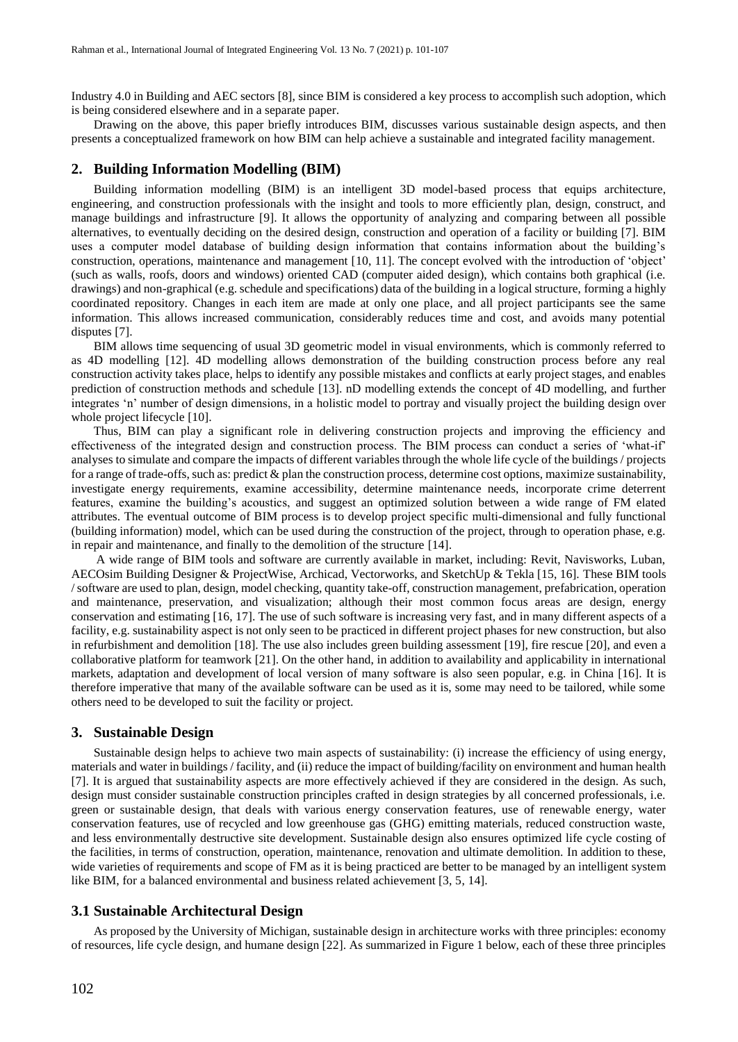Industry 4.0 in Building and AEC sectors [8], since BIM is considered a key process to accomplish such adoption, which is being considered elsewhere and in a separate paper.

Drawing on the above, this paper briefly introduces BIM, discusses various sustainable design aspects, and then presents a conceptualized framework on how BIM can help achieve a sustainable and integrated facility management.

## 2. Building Information Modelling (BIM)

Building information modelling (BIM) is an intelligent 3D model-based process that equips architecture, engineering, and construction professionals with the insight and tools to more efficiently plan, design, construct, and manage buildings and infrastructure [9]. It allows the opportunity of analyzing and comparing between all possible alternatives, to eventually deciding on the desired design, construction and operation of a facility or building [7]. BIM uses a computer model database of building design information that contains information about the building's construction, operations, maintenance and management [10, 11]. The concept evolved with the introduction of 'object' (such as walls, roofs, doors and windows) oriented CAD (computer aided design), which contains both graphical (i.e. drawings) and non-graphical (e.g. schedule and specifications) data of the building in a logical structure, forming a highly coordinated repository. Changes in each item are made at only one place, and all project participants see the same information. This allows increased communication, considerably reduces time and cost, and avoids many potential disputes [7].

BIM allows time sequencing of usual 3D geometric model in visual environments, which is commonly referred to as 4D modelling [12]. 4D modelling allows demonstration of the building construction process before any real construction activity takes place, helps to identify any possible mistakes and conflicts at early project stages, and enables prediction of construction methods and schedule [13]. nD modelling extends the concept of 4D modelling, and further integrates 'n' number of design dimensions, in a holistic model to portray and visually project the building design over whole project lifecycle [10].

Thus, BIM can play a significant role in delivering construction projects and improving the efficiency and effectiveness of the integrated design and construction process. The BIM process can conduct a series of 'what-if' analyses to simulate and compare the impacts of different variables through the whole life cycle of the buildings / projects for a range of trade-offs, such as: predict & plan the construction process, determine cost options, maximize sustainability, investigate energy requirements, examine accessibility, determine maintenance needs, incorporate crime deterrent features, examine the building's acoustics, and suggest an optimized solution between a wide range of FM elated attributes. The eventual outcome of BIM process is to develop project specific multi-dimensional and fully functional (building information) model, which can be used during the construction of the project, through to operation phase, e.g. in repair and maintenance, and finally to the demolition of the structure [14].

A wide range of BIM tools and software are currently available in market, including: Revit, Navisworks, Luban, AECOsim Building Designer & ProjectWise, Archicad, Vectorworks, and SketchUp & Tekla [15, 16]. These BIM tools / software are used to plan, design, model checking, quantity take-off, construction management, prefabrication, operation and maintenance, preservation, and visualization; although their most common focus areas are design, energy conservation and estimating [16, 17]. The use of such software is increasing very fast, and in many different aspects of a facility, e.g. sustainability aspect is not only seen to be practiced in different project phases for new construction, but also in refurbishment and demolition [18]. The use also includes green building assessment [19], fire rescue [20], and even a collaborative platform for teamwork [21]. On the other hand, in addition to availability and applicability in international markets, adaptation and development of local version of many software is also seen popular, e.g. in China [16]. It is therefore imperative that many of the available software can be used as it is, some may need to be tailored, while some others need to be developed to suit the facility or project.

## 3. Sustainable Design

Sustainable design helps to achieve two main aspects of sustainability: (i) increase the efficiency of using energy, materials and water in buildings / facility, and (ii) reduce the impact of building/facility on environment and human health [7]. It is argued that sustainability aspects are more effectively achieved if they are considered in the design. As such, design must consider sustainable construction principles crafted in design strategies by all concerned professionals, i.e. green or sustainable design, that deals with various energy conservation features, use of renewable energy, water conservation features, use of recycled and low greenhouse gas (GHG) emitting materials, reduced construction waste, and less environmentally destructive site development. Sustainable design also ensures optimized life cycle costing of the facilities, in terms of construction, operation, maintenance, renovation and ultimate demolition. In addition to these, wide varieties of requirements and scope of FM as it is being practiced are better to be managed by an intelligent system like BIM, for a balanced environmental and business related achievement [3, 5, 14].

### 3.1 Sustainable Architectural Design

As proposed by the University of Michigan, sustainable design in architecture works with three principles: economy of resources, life cycle design, and humane design [22]. As summarized in Figure 1 below, each of these three principles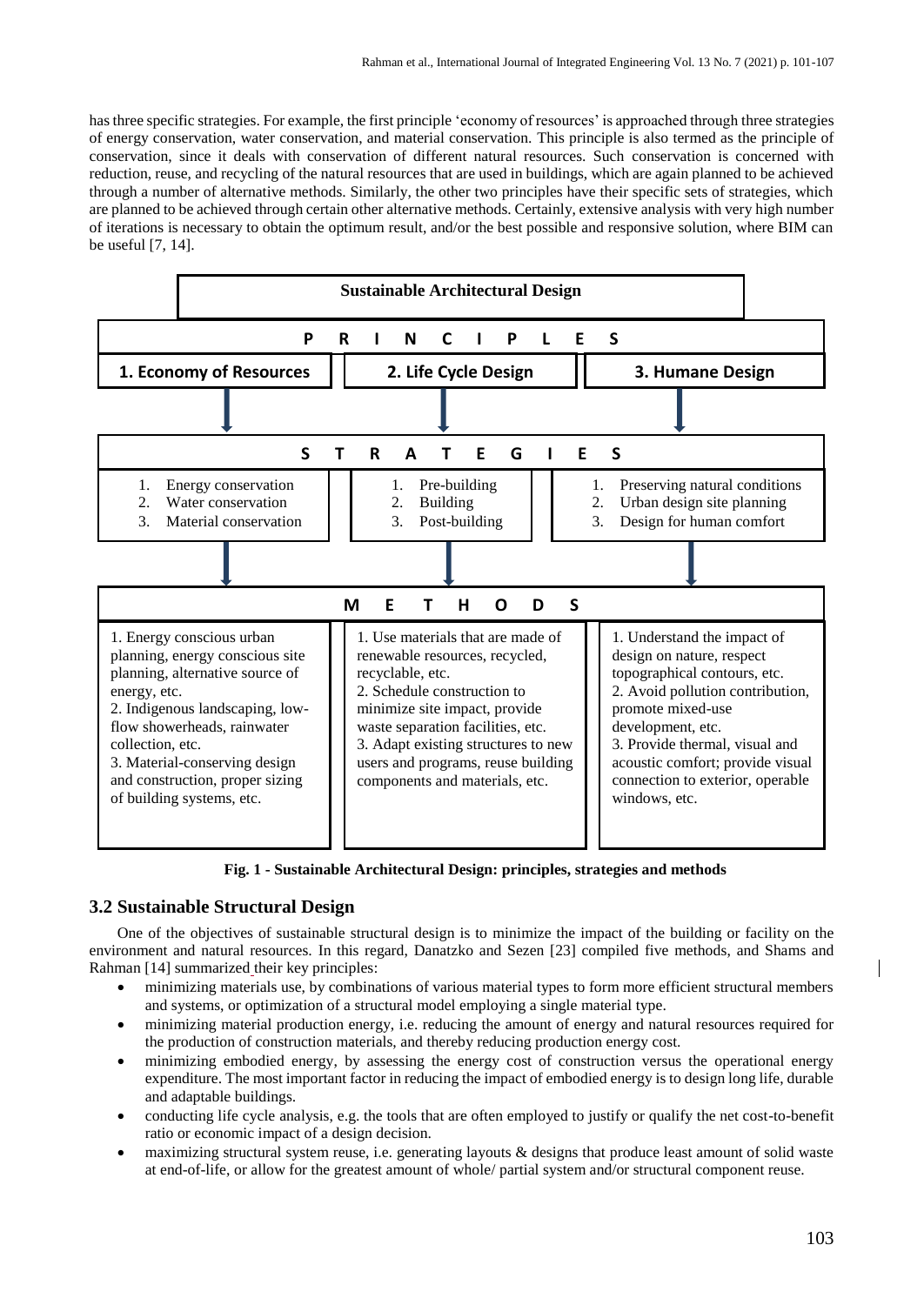has three specific strategies. For example, the first principle 'economy of resources' is approached through three strategies of energy conservation, water conservation, and material conservation. This principle is also termed as the principle of conservation, since it deals with conservation of different natural resources. Such conservation is concerned with reduction, reuse, and recycling of the natural resources that are used in buildings, which are again planned to be achieved through a number of alternative methods. Similarly, the other two principles have their specific sets of strategies, which are planned to be achieved through certain other alternative methods. Certainly, extensive analysis with very high number of iterations is necessary to obtain the optimum result, and/or the best possible and responsive solution, where BIM can be useful [7, 14].

| Sustainable Architectural Design | | |
|---|---|---|
| **PRINCIPLES** | | |
| **1. Economy of Resources** | **2. Life Cycle Design** | **3. Humane Design** |
| **STRATEGIES** | | |
| 1. Energy conservation<br>2. Water conservation<br>3. Material conservation | 1. Pre-building<br>2. Building<br>3. Post-building | 1. Preserving natural conditions<br>2. Urban design site planning<br>3. Design for human comfort |
| **METHODS** | | |
| 1. Energy conscious urban planning, energy conscious site planning, alternative source of energy, etc.<br>2. Indigenous landscaping, low-flow showerheads, rainwater collection, etc.<br>3. Material-conserving design and construction, proper sizing of building systems, etc. | 1. Use materials that are made of renewable resources, recycled, recyclable, etc.<br>2. Schedule construction to minimize site impact, provide waste separation facilities, etc.<br>3. Adapt existing structures to new users and programs, reuse building components and materials, etc. | 1. Understand the impact of design on nature, respect topographical contours, etc.<br>2. Avoid pollution contribution, promote mixed-use development, etc.<br>3. Provide thermal, visual and acoustic comfort; provide visual connection to exterior, operable windows, etc. |

**Fig. 1 - Sustainable Architectural Design: principles, strategies and methods**

## 3.2 Sustainable Structural Design

One of the objectives of sustainable structural design is to minimize the impact of the building or facility on the environment and natural resources. In this regard, Danatzko and Sezen [23] compiled five methods, and Shams and Rahman [14] summarized their key principles:

- minimizing materials use, by combinations of various material types to form more efficient structural members and systems, or optimization of a structural model employing a single material type.
- minimizing material production energy, i.e. reducing the amount of energy and natural resources required for the production of construction materials, and thereby reducing production energy cost.
- minimizing embodied energy, by assessing the energy cost of construction versus the operational energy expenditure. The most important factor in reducing the impact of embodied energy is to design long life, durable and adaptable buildings.
- conducting life cycle analysis, e.g. the tools that are often employed to justify or qualify the net cost-to-benefit ratio or economic impact of a design decision.
- maximizing structural system reuse, i.e. generating layouts & designs that produce least amount of solid waste at end-of-life, or allow for the greatest amount of whole/ partial system and/or structural component reuse.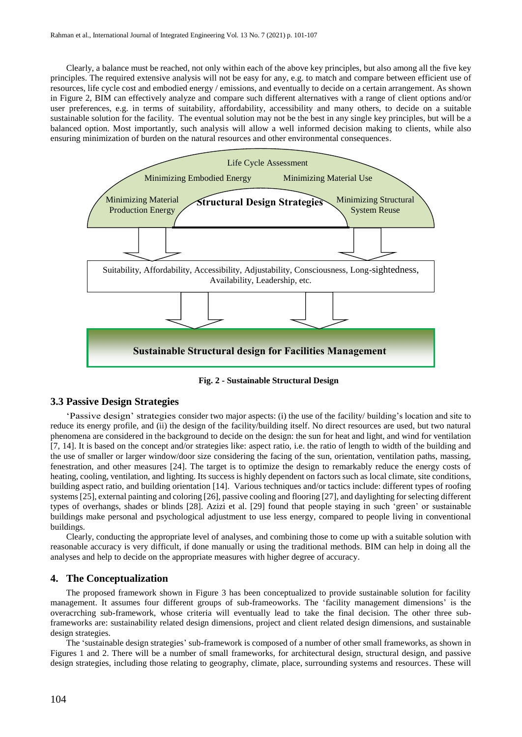Clearly, a balance must be reached, not only within each of the above key principles, but also among all the five key principles. The required extensive analysis will not be easy for any, e.g. to match and compare between efficient use of resources, life cycle cost and embodied energy / emissions, and eventually to decide on a certain arrangement. As shown in Figure 2, BIM can effectively analyze and compare such different alternatives with a range of client options and/or user preferences, e.g. in terms of suitability, affordability, accessibility and many others, to decide on a suitable sustainable solution for the facility. The eventual solution may not be the best in any single key principles, but will be a balanced option. Most importantly, such analysis will allow a well informed decision making to clients, while also ensuring minimization of burden on the natural resources and other environmental consequences.

Life Cycle Assessment

Minimizing Embodied Energy | Minimizing Material Use

Minimizing Material Production Energy | **Structural Design Strategies** | Minimizing Structural System Reuse

Suitability, Affordability, Accessibility, Adjustability, Consciousness, Long-sightedness, Availability, Leadership, etc.

**Sustainable Structural design for Facilities Management**

**Fig. 2 - Sustainable Structural Design**

### 3.3 Passive Design Strategies

'Passive design' strategies consider two major aspects: (i) the use of the facility/ building's location and site to reduce its energy profile, and (ii) the design of the facility/building itself. No direct resources are used, but two natural phenomena are considered in the background to decide on the design: the sun for heat and light, and wind for ventilation [7, 14]. It is based on the concept and/or strategies like: aspect ratio, i.e. the ratio of length to width of the building and the use of smaller or larger window/door size considering the facing of the sun, orientation, ventilation paths, massing, fenestration, and other measures [24]. The target is to optimize the design to remarkably reduce the energy costs of heating, cooling, ventilation, and lighting. Its success is highly dependent on factors such as local climate, site conditions, building aspect ratio, and building orientation [14]. Various techniques and/or tactics include: different types of roofing systems [25], external painting and coloring [26], passive cooling and flooring [27], and daylighting for selecting different types of overhangs, shades or blinds [28]. Azizi et al. [29] found that people staying in such 'green' or sustainable buildings make personal and psychological adjustment to use less energy, compared to people living in conventional buildings.

Clearly, conducting the appropriate level of analyses, and combining those to come up with a suitable solution with reasonable accuracy is very difficult, if done manually or using the traditional methods. BIM can help in doing all the analyses and help to decide on the appropriate measures with higher degree of accuracy.

## 4. The Conceptualization

The proposed framework shown in Figure 3 has been conceptualized to provide sustainable solution for facility management. It assumes four different groups of sub-frameoworks. The 'facility management dimensions' is the overacrching sub-framework, whose criteria will eventually lead to take the final decision. The other three sub-frameworks are: sustainability related design dimensions, project and client related design dimensions, and sustainable design strategies.

The 'sustainable design strategies' sub-framework is composed of a number of other small frameworks, as shown in Figures 1 and 2. There will be a number of small frameworks, for architectural design, structural design, and passive design strategies, including those relating to geography, climate, place, surrounding systems and resources. These will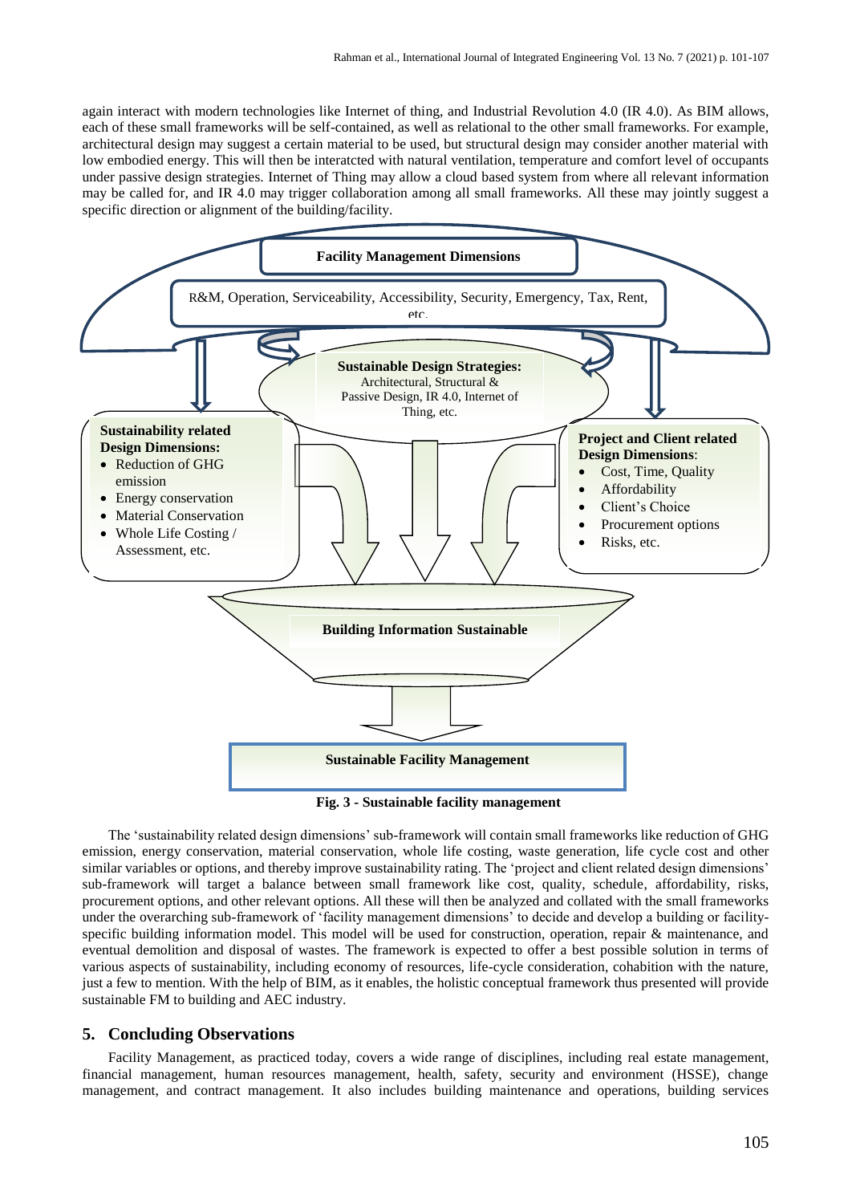again interact with modern technologies like Internet of thing, and Industrial Revolution 4.0 (IR 4.0). As BIM allows, each of these small frameworks will be self-contained, as well as relational to the other small frameworks. For example, architectural design may suggest a certain material to be used, but structural design may consider another material with low embodied energy. This will then be interatcted with natural ventilation, temperature and comfort level of occupants under passive design strategies. Internet of Thing may allow a cloud based system from where all relevant information may be called for, and IR 4.0 may trigger collaboration among all small frameworks. All these may jointly suggest a specific direction or alignment of the building/facility.

**Facility Management Dimensions**

R&M, Operation, Serviceability, Accessibility, Security, Emergency, Tax, Rent, etc.

**Sustainable Design Strategies:** Architectural, Structural & Passive Design, IR 4.0, Internet of Thing, etc.

**Sustainability related Design Dimensions:**

- Reduction of GHG emission
- Energy conservation
- Material Conservation
- Whole Life Costing / Assessment, etc.

**Project and Client related Design Dimensions**:

- Cost, Time, Quality
- Affordability
- Client's Choice
- Procurement options
- Risks, etc.

**Building Information Sustainable**

**Sustainable Facility Management**

**Fig. 3 - Sustainable facility management**

The 'sustainability related design dimensions' sub-framework will contain small frameworks like reduction of GHG emission, energy conservation, material conservation, whole life costing, waste generation, life cycle cost and other similar variables or options, and thereby improve sustainability rating. The 'project and client related design dimensions' sub-framework will target a balance between small framework like cost, quality, schedule, affordability, risks, procurement options, and other relevant options. All these will then be analyzed and collated with the small frameworks under the overarching sub-framework of 'facility management dimensions' to decide and develop a building or facility-specific building information model. This model will be used for construction, operation, repair & maintenance, and eventual demolition and disposal of wastes. The framework is expected to offer a best possible solution in terms of various aspects of sustainability, including economy of resources, life-cycle consideration, cohabition with the nature, just a few to mention. With the help of BIM, as it enables, the holistic conceptual framework thus presented will provide sustainable FM to building and AEC industry.

## 5. Concluding Observations

Facility Management, as practiced today, covers a wide range of disciplines, including real estate management, financial management, human resources management, health, safety, security and environment (HSSE), change management, and contract management. It also includes building maintenance and operations, building services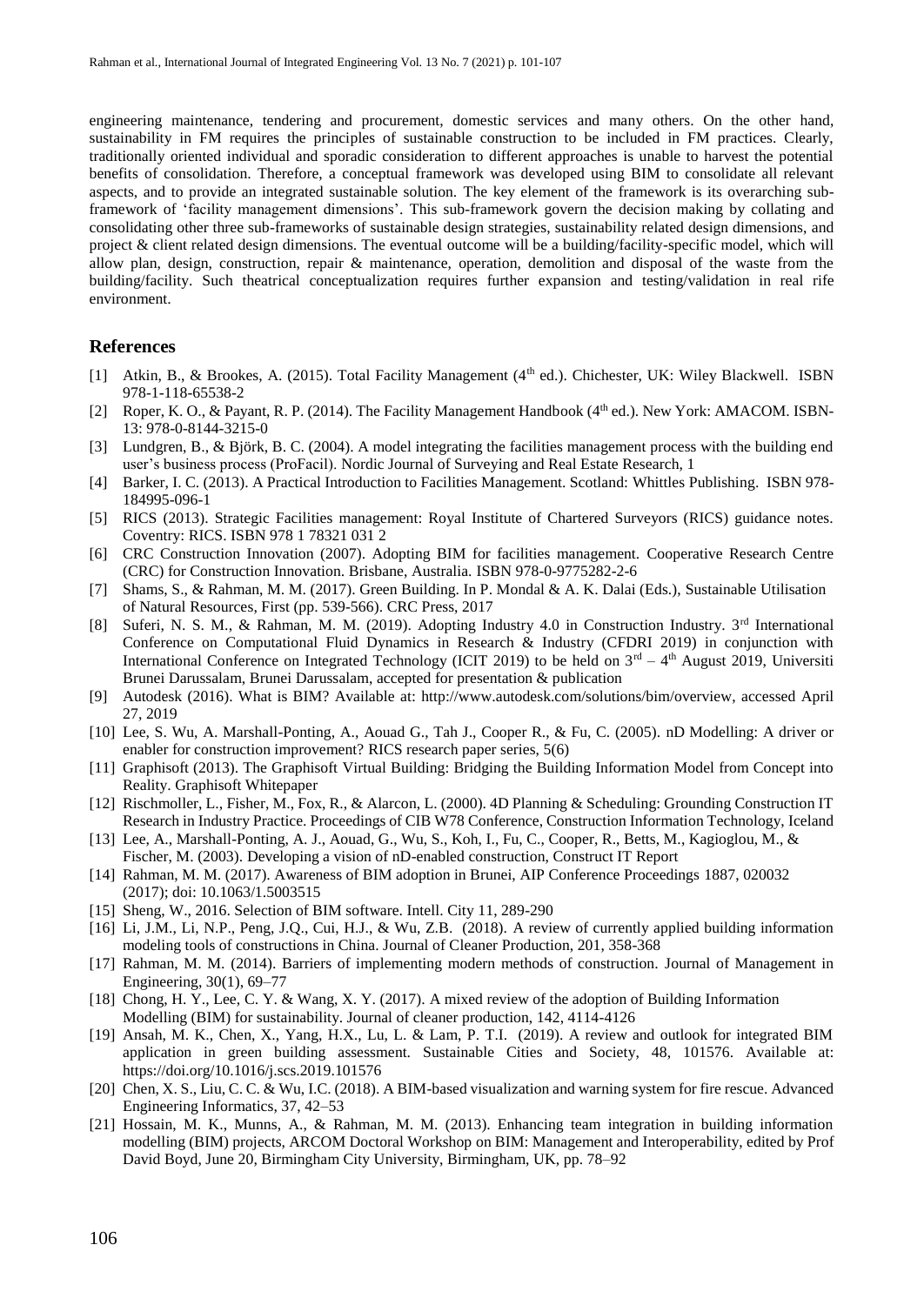engineering maintenance, tendering and procurement, domestic services and many others. On the other hand, sustainability in FM requires the principles of sustainable construction to be included in FM practices. Clearly, traditionally oriented individual and sporadic consideration to different approaches is unable to harvest the potential benefits of consolidation. Therefore, a conceptual framework was developed using BIM to consolidate all relevant aspects, and to provide an integrated sustainable solution. The key element of the framework is its overarching sub-framework of 'facility management dimensions'. This sub-framework govern the decision making by collating and consolidating other three sub-frameworks of sustainable design strategies, sustainability related design dimensions, and project & client related design dimensions. The eventual outcome will be a building/facility-specific model, which will allow plan, design, construction, repair & maintenance, operation, demolition and disposal of the waste from the building/facility. Such theatrical conceptualization requires further expansion and testing/validation in real rife environment.

## References

[1] Atkin, B., & Brookes, A. (2015). Total Facility Management (4th ed.). Chichester, UK: Wiley Blackwell. ISBN 978-1-118-65538-2

[2] Roper, K. O., & Payant, R. P. (2014). The Facility Management Handbook (4th ed.). New York: AMACOM. ISBN-13: 978-0-8144-3215-0

[3] Lundgren, B., & Björk, B. C. (2004). A model integrating the facilities management process with the building end user's business process (ProFacil). Nordic Journal of Surveying and Real Estate Research, 1

[4] Barker, I. C. (2013). A Practical Introduction to Facilities Management. Scotland: Whittles Publishing. ISBN 978-184995-096-1

[5] RICS (2013). Strategic Facilities management: Royal Institute of Chartered Surveyors (RICS) guidance notes. Coventry: RICS. ISBN 978 1 78321 031 2

[6] CRC Construction Innovation (2007). Adopting BIM for facilities management. Cooperative Research Centre (CRC) for Construction Innovation. Brisbane, Australia. ISBN 978-0-9775282-2-6

[7] Shams, S., & Rahman, M. M. (2017). Green Building. In P. Mondal & A. K. Dalai (Eds.), Sustainable Utilisation of Natural Resources, First (pp. 539-566). CRC Press, 2017

[8] Suferi, N. S. M., & Rahman, M. M. (2019). Adopting Industry 4.0 in Construction Industry. 3rd International Conference on Computational Fluid Dynamics in Research & Industry (CFDRI 2019) in conjunction with International Conference on Integrated Technology (ICIT 2019) to be held on 3rd – 4th August 2019, Universiti Brunei Darussalam, Brunei Darussalam, accepted for presentation & publication

[9] Autodesk (2016). What is BIM? Available at: http://www.autodesk.com/solutions/bim/overview, accessed April 27, 2019

[10] Lee, S. Wu, A. Marshall-Ponting, A., Aouad G., Tah J., Cooper R., & Fu, C. (2005). nD Modelling: A driver or enabler for construction improvement? RICS research paper series, 5(6)

[11] Graphisoft (2013). The Graphisoft Virtual Building: Bridging the Building Information Model from Concept into Reality. Graphisoft Whitepaper

[12] Rischmoller, L., Fisher, M., Fox, R., & Alarcon, L. (2000). 4D Planning & Scheduling: Grounding Construction IT Research in Industry Practice. Proceedings of CIB W78 Conference, Construction Information Technology, Iceland

[13] Lee, A., Marshall-Ponting, A. J., Aouad, G., Wu, S., Koh, I., Fu, C., Cooper, R., Betts, M., Kagioglou, M., & Fischer, M. (2003). Developing a vision of nD-enabled construction, Construct IT Report

[14] Rahman, M. M. (2017). Awareness of BIM adoption in Brunei, AIP Conference Proceedings 1887, 020032 (2017); doi: 10.1063/1.5003515

[15] Sheng, W., 2016. Selection of BIM software. Intell. City 11, 289-290

[16] Li, J.M., Li, N.P., Peng, J.Q., Cui, H.J., & Wu, Z.B. (2018). A review of currently applied building information modeling tools of constructions in China. Journal of Cleaner Production, 201, 358-368

[17] Rahman, M. M. (2014). Barriers of implementing modern methods of construction. Journal of Management in Engineering, 30(1), 69–77

[18] Chong, H. Y., Lee, C. Y. & Wang, X. Y. (2017). A mixed review of the adoption of Building Information Modelling (BIM) for sustainability. Journal of cleaner production, 142, 4114-4126

[19] Ansah, M. K., Chen, X., Yang, H.X., Lu, L. & Lam, P. T.I. (2019). A review and outlook for integrated BIM application in green building assessment. Sustainable Cities and Society, 48, 101576. Available at: https://doi.org/10.1016/j.scs.2019.101576

[20] Chen, X. S., Liu, C. C. & Wu, I.C. (2018). A BIM-based visualization and warning system for fire rescue. Advanced Engineering Informatics, 37, 42–53

[21] Hossain, M. K., Munns, A., & Rahman, M. M. (2013). Enhancing team integration in building information modelling (BIM) projects, ARCOM Doctoral Workshop on BIM: Management and Interoperability, edited by Prof David Boyd, June 20, Birmingham City University, Birmingham, UK, pp. 78–92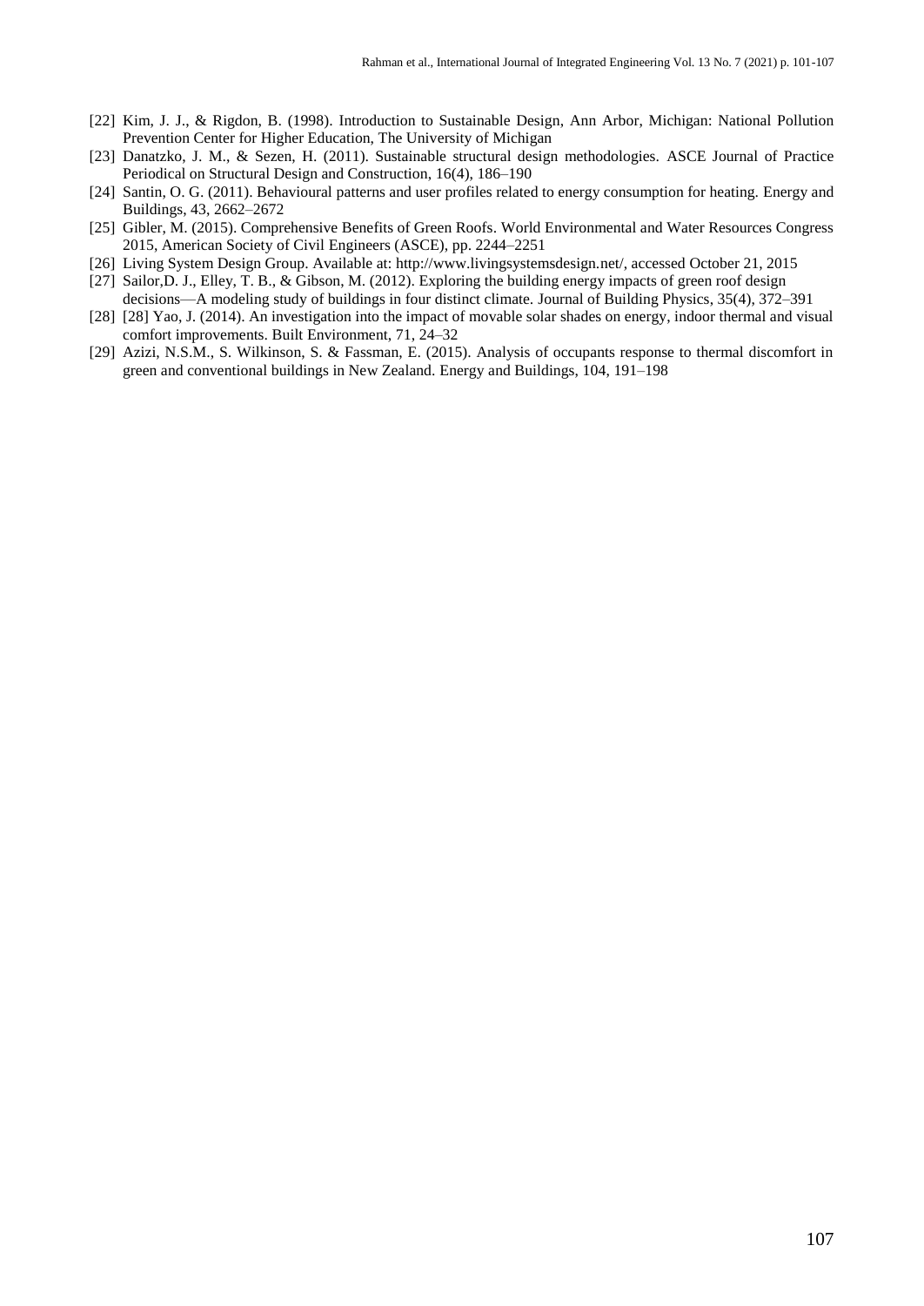[22] Kim, J. J., & Rigdon, B. (1998). Introduction to Sustainable Design, Ann Arbor, Michigan: National Pollution Prevention Center for Higher Education, The University of Michigan

[23] Danatzko, J. M., & Sezen, H. (2011). Sustainable structural design methodologies. ASCE Journal of Practice Periodical on Structural Design and Construction, 16(4), 186–190

[24] Santin, O. G. (2011). Behavioural patterns and user profiles related to energy consumption for heating. Energy and Buildings, 43, 2662–2672

[25] Gibler, M. (2015). Comprehensive Benefits of Green Roofs. World Environmental and Water Resources Congress 2015, American Society of Civil Engineers (ASCE), pp. 2244–2251

[26] Living System Design Group. Available at: http://www.livingsystemsdesign.net/, accessed October 21, 2015

[27] Sailor,D. J., Elley, T. B., & Gibson, M. (2012). Exploring the building energy impacts of green roof design decisions—A modeling study of buildings in four distinct climate. Journal of Building Physics, 35(4), 372–391

[28] [28] Yao, J. (2014). An investigation into the impact of movable solar shades on energy, indoor thermal and visual comfort improvements. Built Environment, 71, 24–32

[29] Azizi, N.S.M., S. Wilkinson, S. & Fassman, E. (2015). Analysis of occupants response to thermal discomfort in green and conventional buildings in New Zealand. Energy and Buildings, 104, 191–198